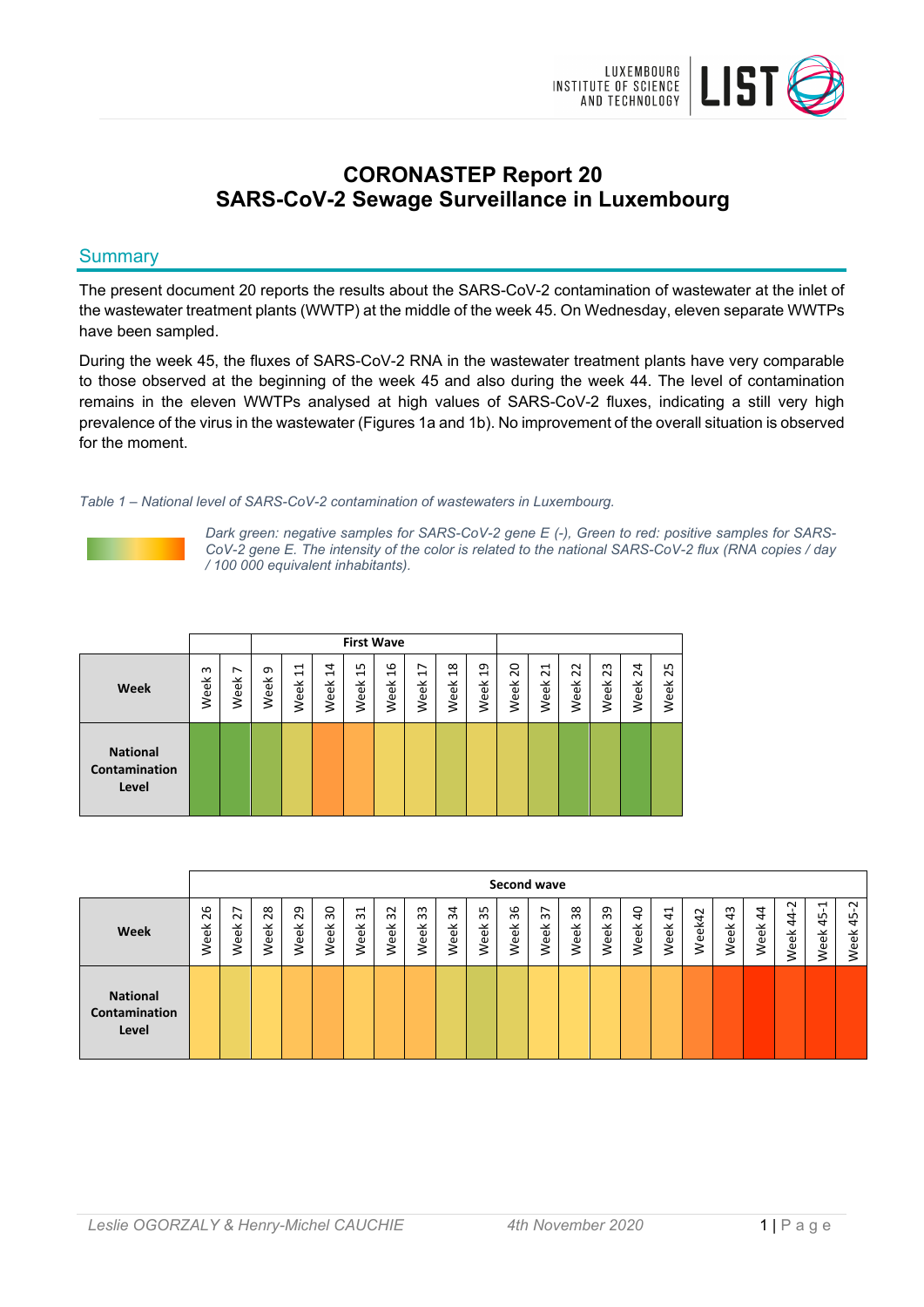# CORONASTEP Report 20
# SARS-CoV-2 Sewage Surveillance in Luxembourg

## Summary

The present document 20 reports the results about the SARS-CoV-2 contamination of wastewater at the inlet of the wastewater treatment plants (WWTP) at the middle of the week 45. On Wednesday, eleven separate WWTPs have been sampled.

During the week 45, the fluxes of SARS-CoV-2 RNA in the wastewater treatment plants have very comparable to those observed at the beginning of the week 45 and also during the week 44. The level of contamination remains in the eleven WWTPs analysed at high values of SARS-CoV-2 fluxes, indicating a still very high prevalence of the virus in the wastewater (Figures 1a and 1b). No improvement of the overall situation is observed for the moment.

*Table 1 – National level of SARS-CoV-2 contamination of wastewaters in Luxembourg.*

*Dark green: negative samples for SARS-CoV-2 gene E (-), Green to red: positive samples for SARS-CoV-2 gene E. The intensity of the color is related to the national SARS-CoV-2 flux (RNA copies / day / 100 000 equivalent inhabitants).*

| | | | First Wave | | | | | | | | | | | | | | |
|---|---|---|---|---|---|---|---|---|---|---|---|---|---|---|---|---|---|
| **Week** | Week 3 | Week 7 | Week 9 | Week 11 | Week 14 | Week 15 | Week 16 | Week 17 | Week 18 | Week 19 | Week 20 | Week 21 | Week 22 | Week 23 | Week 24 | Week 25 |
| **National Contamination Level** | | | | | | | | | | | | | | | | |

| | Second wave | | | | | | | | | | | | | | | | | | | | | |
|---|---|---|---|---|---|---|---|---|---|---|---|---|---|---|---|---|---|---|---|---|---|---|
| **Week** | Week 26 | Week 27 | Week 28 | Week 29 | Week 30 | Week 31 | Week 32 | Week 33 | Week 34 | Week 35 | Week 36 | Week 37 | Week 38 | Week 39 | Week 40 | Week 41 | Week42 | Week 43 | Week 44 | Week 44-2 | Week 45-1 | Week 45-2 |
| **National Contamination Level** | | | | | | | | | | | | | | | | | | | | | | |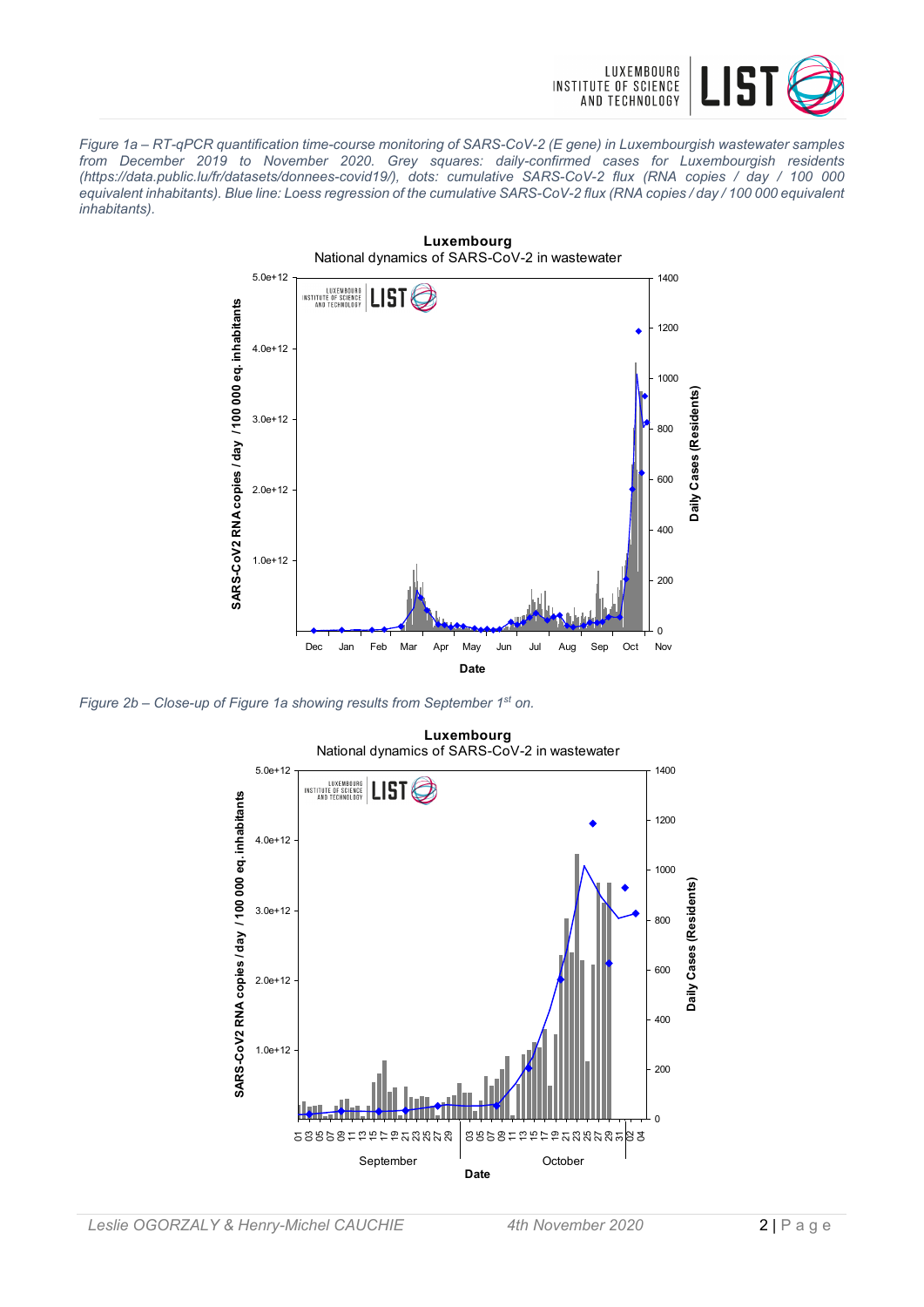*Figure 1a – RT-qPCR quantification time-course monitoring of SARS-CoV-2 (E gene) in Luxembourgish wastewater samples from December 2019 to November 2020. Grey squares: daily-confirmed cases for Luxembourgish residents (https://data.public.lu/fr/datasets/donnees-covid19/), dots: cumulative SARS-CoV-2 flux (RNA copies / day / 100 000 equivalent inhabitants). Blue line: Loess regression of the cumulative SARS-CoV-2 flux (RNA copies / day / 100 000 equivalent inhabitants).*

**Luxembourg**
National dynamics of SARS-CoV-2 in wastewater

SARS-CoV2 RNA copies / day / 100 000 eq. inhabitants
5.0e+12
4.0e+12
3.0e+12
2.0e+12
1.0e+12

Daily Cases (Residents)
1400
1200
1000
800
600
400
200
0

Dec Jan Feb Mar Apr May Jun Jul Aug Sep Oct Nov

Date

*Figure 2b – Close-up of Figure 1a showing results from September 1st on.*

**Luxembourg**
National dynamics of SARS-CoV-2 in wastewater

SARS-CoV2 RNA copies / day / 100 000 eq. inhabitants
5.0e+12
4.0e+12
3.0e+12
2.0e+12
1.0e+12

Daily Cases (Residents)
1400
1200
1000
800
600
400
200
0

01 03 05 07 09 11 13 15 17 19 21 23 25 27 29 03 05 07 09 11 13 15 17 19 21 23 25 27 29 31 02 04

September October

Date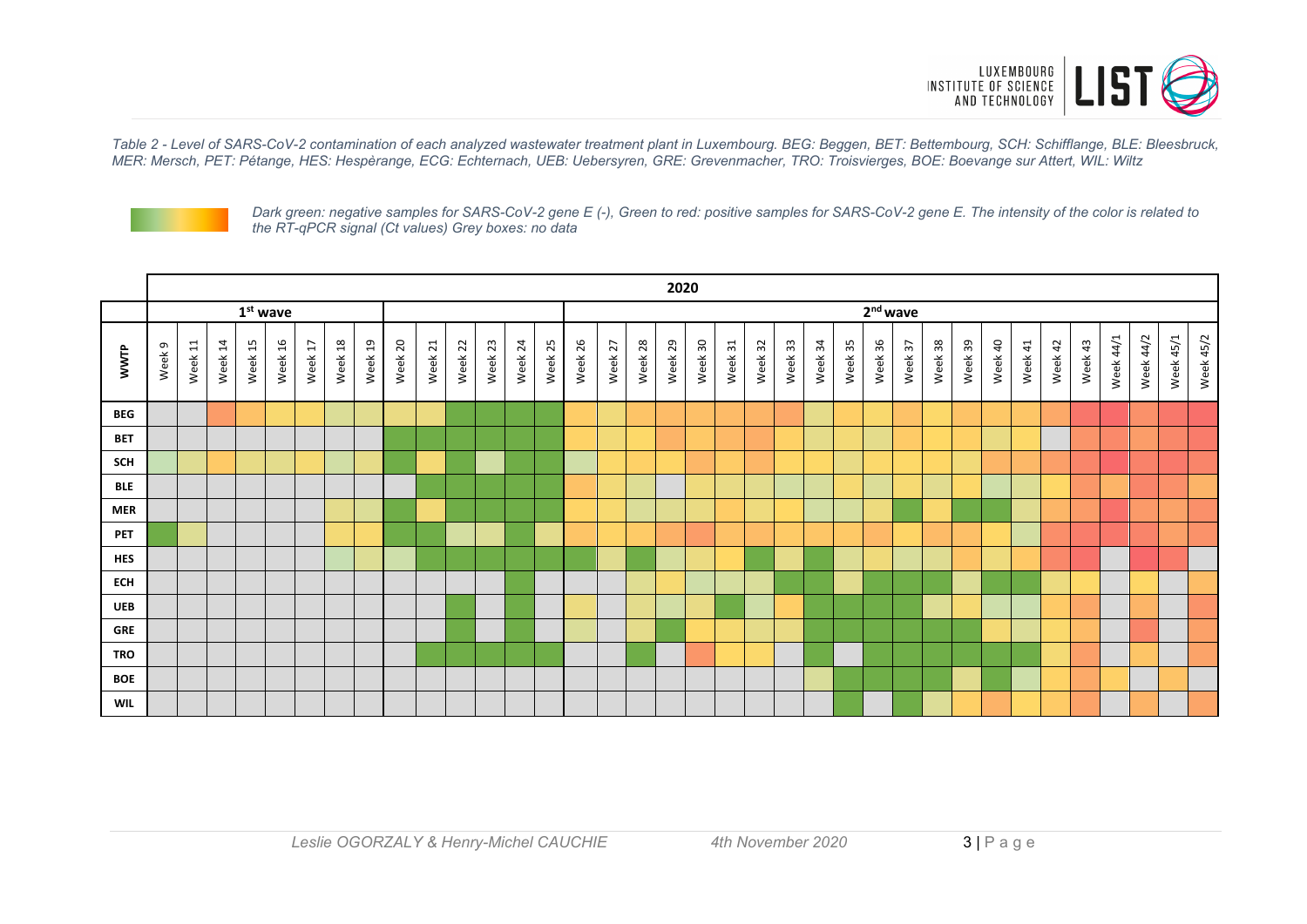*Table 2 - Level of SARS-CoV-2 contamination of each analyzed wastewater treatment plant in Luxembourg. BEG: Beggen, BET: Bettembourg, SCH: Schifflange, BLE: Bleesbruck, MER: Mersch, PET: Pétange, HES: Hespèrange, ECG: Echternach, UEB: Uebersyren, GRE: Grevenmacher, TRO: Troisvierges, BOE: Boevange sur Attert, WIL: Wiltz*

*Dark green: negative samples for SARS-CoV-2 gene E (-), Green to red: positive samples for SARS-CoV-2 gene E. The intensity of the color is related to the RT-qPCR signal (Ct values) Grey boxes: no data*

| | 2020 | | | | | | | | | | | | | | | | | | | | | | | | | | | | | | | | | | | |
|---|---|---|---|---|---|---|---|---|---|---|---|---|---|---|---|---|---|---|---|---|---|---|---|---|---|---|---|---|---|---|---|---|---|---|---|---|
| | 1st wave | | | | | | | | | | | | | | 2nd wave | | | | | | | | | | | | | | | | | | | | | |
| **WWTP** | Week 9 | Week 11 | Week 14 | Week 15 | Week 16 | Week 17 | Week 18 | Week 19 | Week 20 | Week 21 | Week 22 | Week 23 | Week 24 | Week 25 | Week 26 | Week 27 | Week 28 | Week 29 | Week 30 | Week 31 | Week 32 | Week 33 | Week 34 | Week 35 | Week 36 | Week 37 | Week 38 | Week 39 | Week 40 | Week 41 | Week 42 | Week 43 | Week 44/1 | Week 44/2 | Week 45/1 | Week 45/2 |
| **BEG** | | | | | | | | | | | | | | | | | | | | | | | | | | | | | | | | | | | | |
| **BET** | | | | | | | | | | | | | | | | | | | | | | | | | | | | | | | | | | | | |
| **SCH** | | | | | | | | | | | | | | | | | | | | | | | | | | | | | | | | | | | | |
| **BLE** | | | | | | | | | | | | | | | | | | | | | | | | | | | | | | | | | | | | |
| **MER** | | | | | | | | | | | | | | | | | | | | | | | | | | | | | | | | | | | | |
| **PET** | | | | | | | | | | | | | | | | | | | | | | | | | | | | | | | | | | | | |
| **HES** | | | | | | | | | | | | | | | | | | | | | | | | | | | | | | | | | | | | |
| **ECH** | | | | | | | | | | | | | | | | | | | | | | | | | | | | | | | | | | | | |
| **UEB** | | | | | | | | | | | | | | | | | | | | | | | | | | | | | | | | | | | | |
| **GRE** | | | | | | | | | | | | | | | | | | | | | | | | | | | | | | | | | | | | |
| **TRO** | | | | | | | | | | | | | | | | | | | | | | | | | | | | | | | | | | | | |
| **BOE** | | | | | | | | | | | | | | | | | | | | | | | | | | | | | | | | | | | | |
| **WIL** | | | | | | | | | | | | | | | | | | | | | | | | | | | | | | | | | | | | |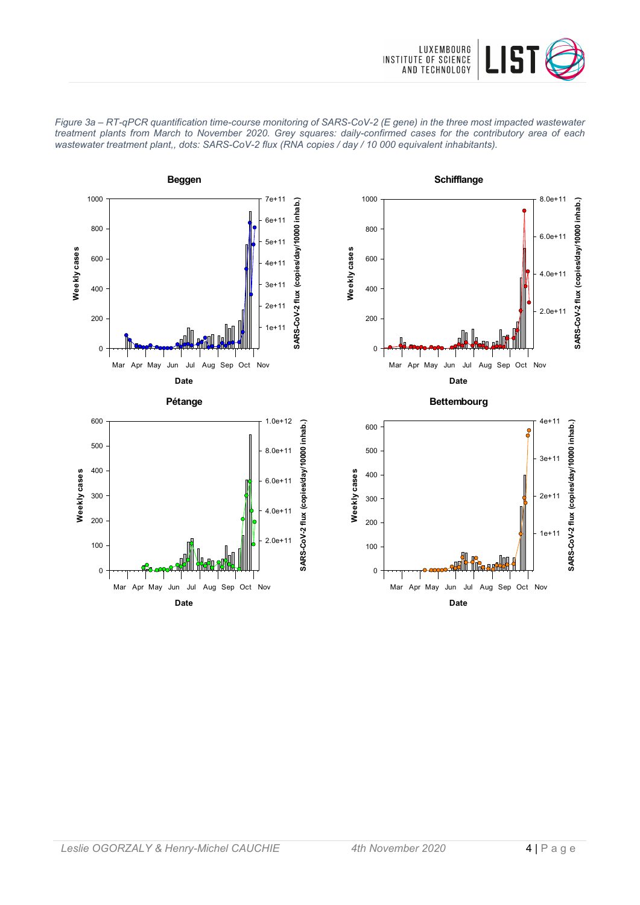*Figure 3a – RT-qPCR quantification time-course monitoring of SARS-CoV-2 (E gene) in the three most impacted wastewater treatment plants from March to November 2020. Grey squares: daily-confirmed cases for the contributory area of each wastewater treatment plant,, dots: SARS-CoV-2 flux (RNA copies / day / 10 000 equivalent inhabitants).*

**Beggen**

Weekly cases: 0, 200, 400, 600, 800, 1000

SARS-CoV-2 flux (copies/day/10000 inhab.): 1e+11, 2e+11, 3e+11, 4e+11, 5e+11, 6e+11, 7e+11

Date: Mar, Apr, May, Jun, Jul, Aug, Sep, Oct, Nov

**Schifflange**

Weekly cases: 0, 200, 400, 600, 800, 1000

SARS-CoV-2 flux (copies/day/10000 inhab.): 2.0e+11, 4.0e+11, 6.0e+11, 8.0e+11

Date: Mar, Apr, May, Jun, Jul, Aug, Sep, Oct, Nov

**Pétange**

Weekly cases: 0, 100, 200, 300, 400, 500, 600

SARS-CoV-2 flux (copies/day/10000 inhab.): 2.0e+11, 4.0e+11, 6.0e+11, 8.0e+11, 1.0e+12

Date: Mar, Apr, May, Jun, Jul, Aug, Sep, Oct, Nov

**Bettembourg**

Weekly cases: 0, 100, 200, 300, 400, 500, 600

SARS-CoV-2 flux (copies/day/10000 inhab.): 1e+11, 2e+11, 3e+11, 4e+11

Date: Mar, Apr, May, Jun, Jul, Aug, Sep, Oct, Nov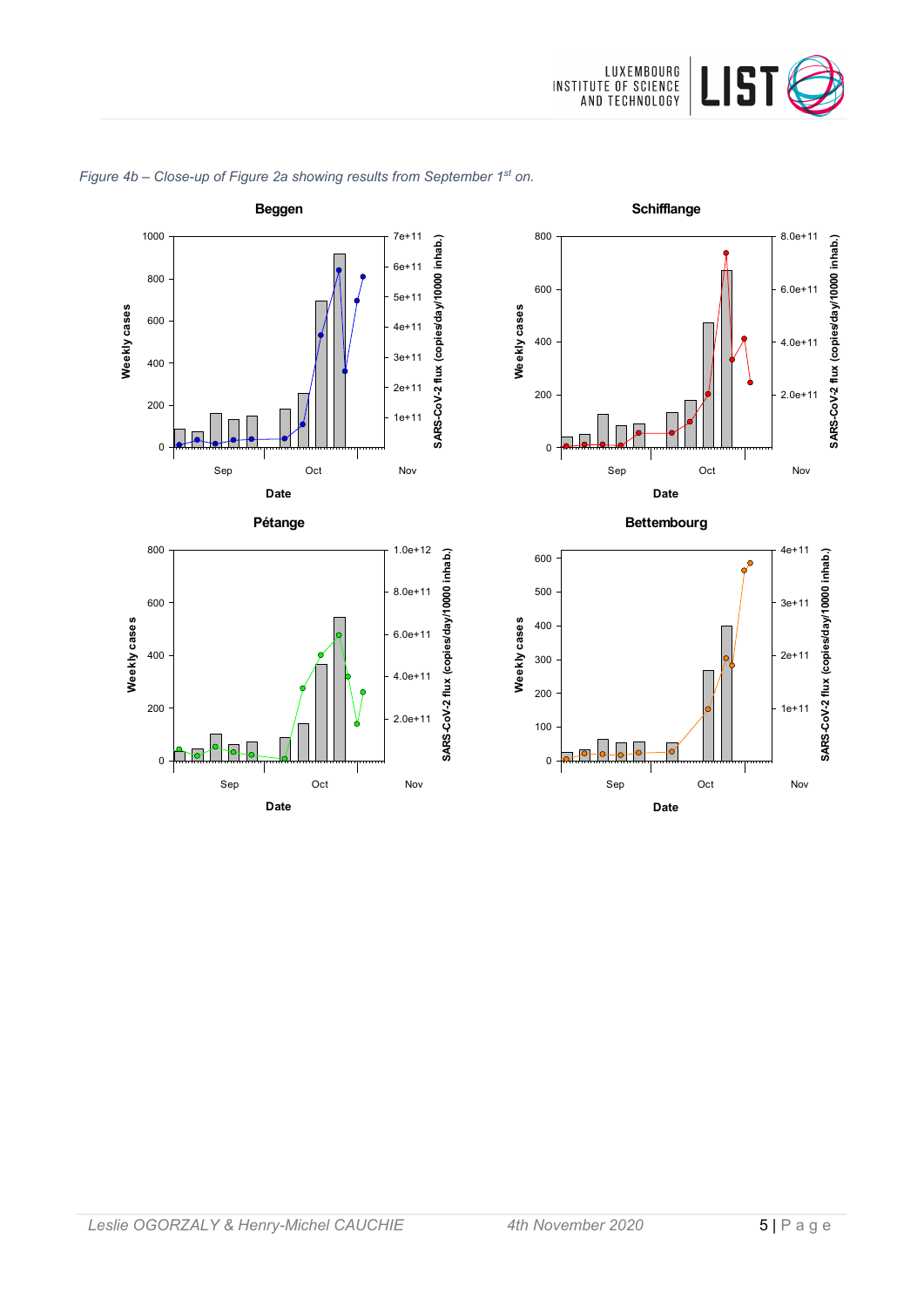*Figure 4b – Close-up of Figure 2a showing results from September 1st on.*

**Beggen**

Weekly cases

0
200
400
600
800
1000

SARS-CoV-2 flux (copies/day/10000 inhab.)

1e+11
2e+11
3e+11
4e+11
5e+11
6e+11
7e+11

Sep
Oct
Nov

Date

**Schifflange**

Weekly cases

0
200
400
600
800

SARS-CoV-2 flux (copies/day/10000 inhab.)

2.0e+11
4.0e+11
6.0e+11
8.0e+11

Sep
Oct
Nov

Date

**Pétange**

Weekly cases

0
200
400
600
800

SARS-CoV-2 flux (copies/day/10000 inhab.)

2.0e+11
4.0e+11
6.0e+11
8.0e+11
1.0e+12

Sep
Oct
Nov

Date

**Bettembourg**

Weekly cases

0
100
200
300
400
500
600

SARS-CoV-2 flux (copies/day/10000 inhab.)

1e+11
2e+11
3e+11
4e+11

Sep
Oct
Nov

Date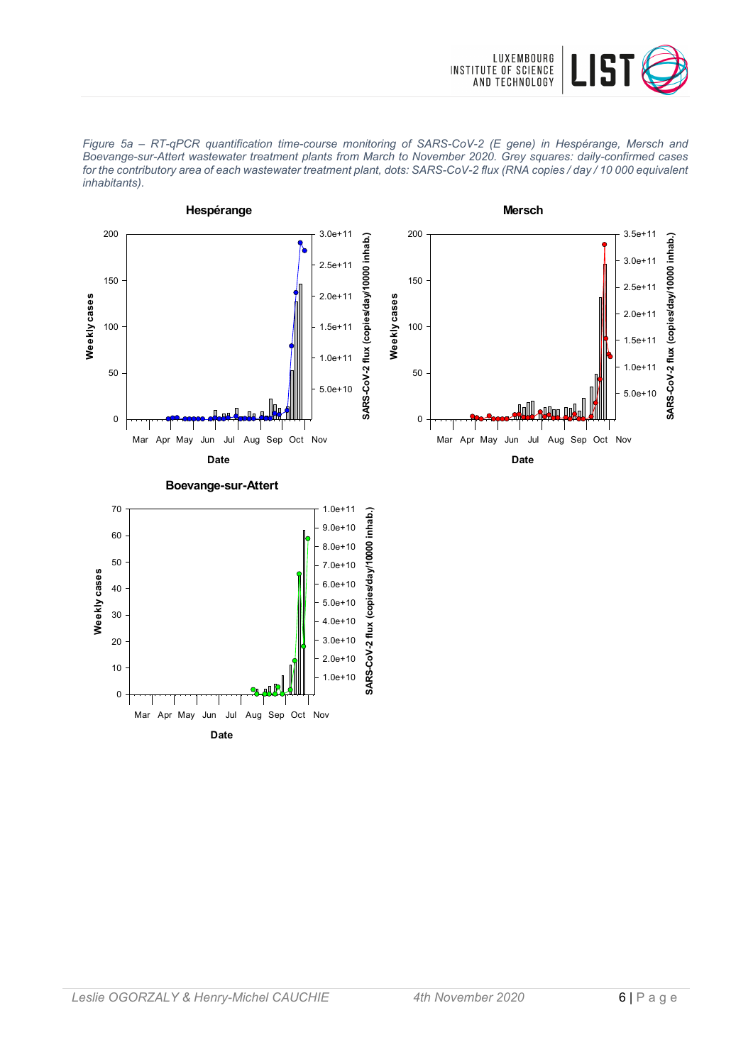*Figure 5a – RT-qPCR quantification time-course monitoring of SARS-CoV-2 (E gene) in Hespérange, Mersch and Boevange-sur-Attert wastewater treatment plants from March to November 2020. Grey squares: daily-confirmed cases for the contributory area of each wastewater treatment plant, dots: SARS-CoV-2 flux (RNA copies / day / 10 000 equivalent inhabitants).*

**Hespérange**

Weekly cases: 0, 50, 100, 150, 200

SARS-CoV-2 flux (copies/day/10000 inhab.): 5.0e+10, 1.0e+11, 1.5e+11, 2.0e+11, 2.5e+11, 3.0e+11

Date: Mar, Apr, May, Jun, Jul, Aug, Sep, Oct, Nov

**Mersch**

Weekly cases: 0, 50, 100, 150, 200

SARS-CoV-2 flux (copies/day/10000 inhab.): 5.0e+10, 1.0e+11, 1.5e+11, 2.0e+11, 2.5e+11, 3.0e+11, 3.5e+11

Date: Mar, Apr, May, Jun, Jul, Aug, Sep, Oct, Nov

**Boevange-sur-Attert**

Weekly cases: 0, 10, 20, 30, 40, 50, 60, 70

SARS-CoV-2 flux (copies/day/10000 inhab.): 1.0e+10, 2.0e+10, 3.0e+10, 4.0e+10, 5.0e+10, 6.0e+10, 7.0e+10, 8.0e+10, 9.0e+10, 1.0e+11

Date: Mar, Apr, May, Jun, Jul, Aug, Sep, Oct, Nov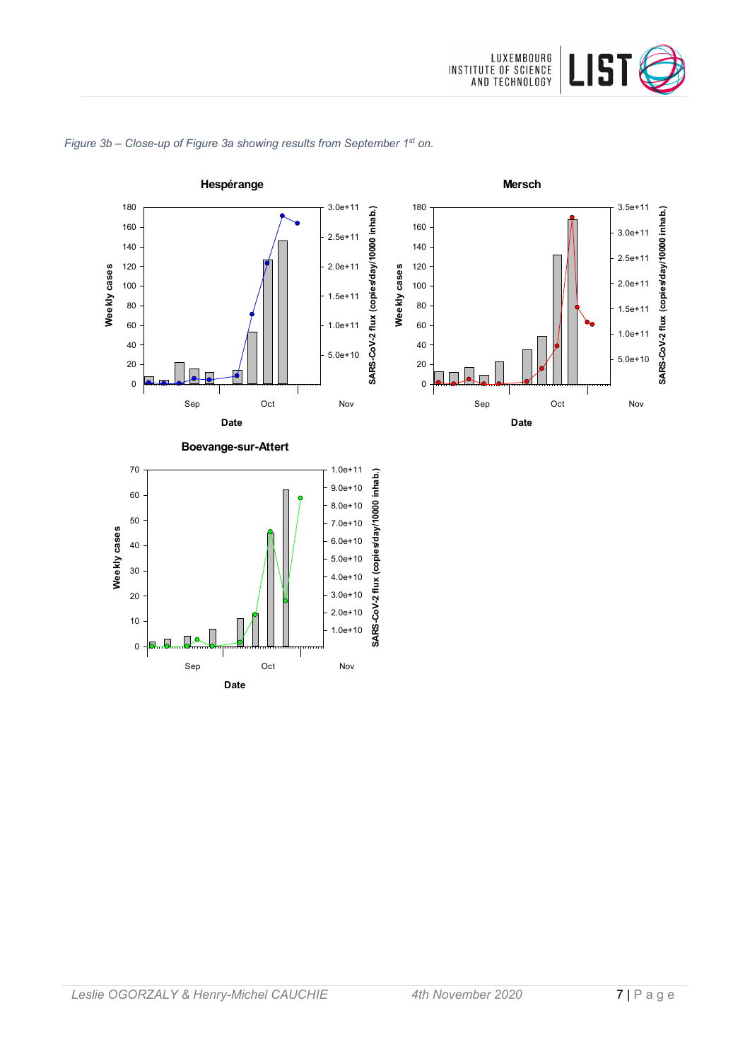*Figure 3b – Close-up of Figure 3a showing results from September 1st on.*

Hespérange

180
160
140
120
100
80
60
40
20
0

Weekly cases

3.0e+11
2.5e+11
2.0e+11
1.5e+11
1.0e+11
5.0e+10

SARS-CoV-2 flux (copies/day/10000 inhab.)

Sep
Oct
Nov

Date

Mersch

180
160
140
120
100
80
60
40
20
0

Weekly cases

3.5e+11
3.0e+11
2.5e+11
2.0e+11
1.5e+11
1.0e+11
5.0e+10

SARS-CoV-2 flux (copies/day/10000 inhab.)

Sep
Oct
Nov

Date

Boevange-sur-Attert

70
60
50
40
30
20
10
0

Weekly cases

1.0e+11
9.0e+10
8.0e+10
7.0e+10
6.0e+10
5.0e+10
4.0e+10
3.0e+10
2.0e+10
1.0e+10

SARS-CoV-2 flux (copies/day/10000 inhab.)

Sep
Oct
Nov

Date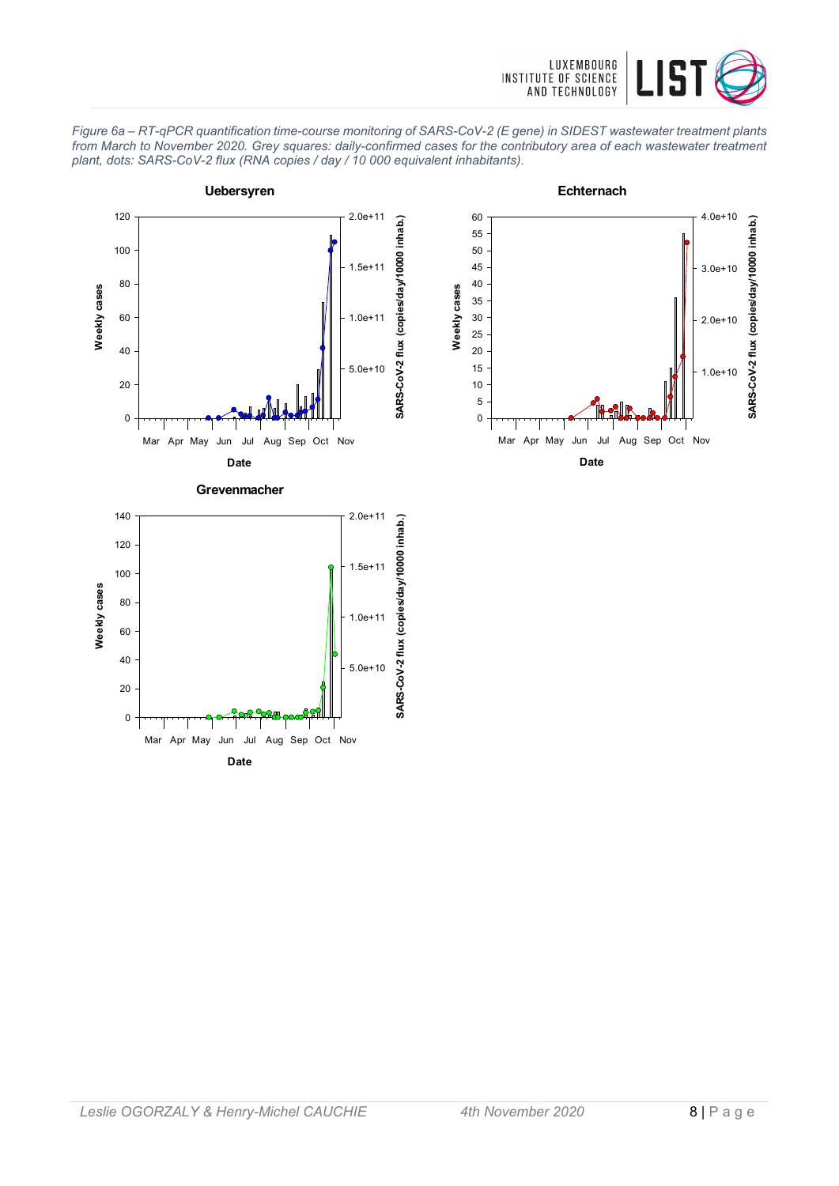*Figure 6a – RT-qPCR quantification time-course monitoring of SARS-CoV-2 (E gene) in SIDEST wastewater treatment plants from March to November 2020. Grey squares: daily-confirmed cases for the contributory area of each wastewater treatment plant, dots: SARS-CoV-2 flux (RNA copies / day / 10 000 equivalent inhabitants).*

**Uebersyren**

Weekly cases

0
20
40
60
80
100
120

SARS-CoV-2 flux (copies/day/10000 inhab.)

5.0e+10
1.0e+11
1.5e+11
2.0e+11

Mar Apr May Jun Jul Aug Sep Oct Nov

Date

**Echternach**

Weekly cases

0
5
10
15
20
25
30
35
40
45
50
55
60

SARS-CoV-2 flux (copies/day/10000 inhab.)

1.0e+10
2.0e+10
3.0e+10
4.0e+10

Mar Apr May Jun Jul Aug Sep Oct Nov

Date

**Grevenmacher**

Weekly cases

0
20
40
60
80
100
120
140

SARS-CoV-2 flux (copies/day/10000 inhab.)

5.0e+10
1.0e+11
1.5e+11
2.0e+11

Mar Apr May Jun Jul Aug Sep Oct Nov

Date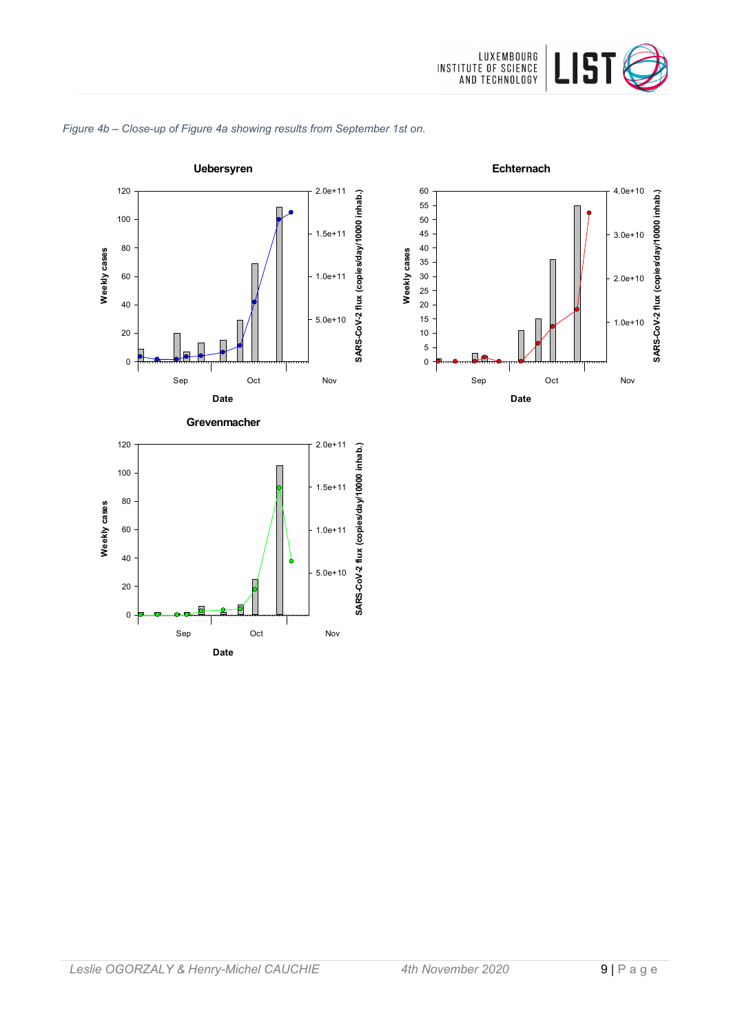*Figure 4b – Close-up of Figure 4a showing results from September 1st on.*

**Uebersyren**

Weekly cases
0
20
40
60
80
100
120

SARS-CoV-2 flux (copies/day/10000 inhab.)
5.0e+10
1.0e+11
1.5e+11
2.0e+11

Sep
Oct
Nov

Date

**Echternach**

Weekly cases
0
5
10
15
20
25
30
35
40
45
50
55
60

SARS-CoV-2 flux (copies/day/10000 inhab.)
1.0e+10
2.0e+10
3.0e+10
4.0e+10

Sep
Oct
Nov

Date

**Grevenmacher**

Weekly cases
0
20
40
60
80
100
120

SARS-CoV-2 flux (copies/day/10000 inhab.)
5.0e+10
1.0e+11
1.5e+11
2.0e+11

Sep
Oct
Nov

Date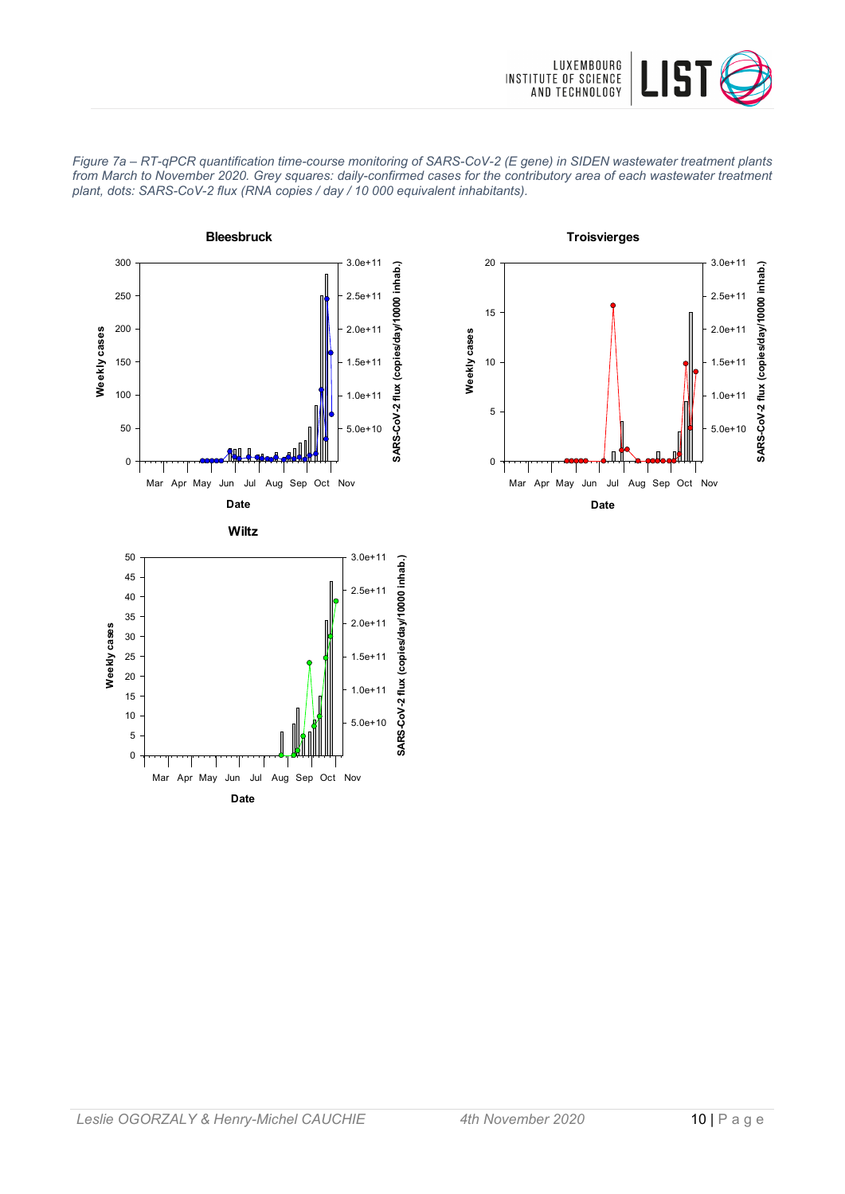*Figure 7a – RT-qPCR quantification time-course monitoring of SARS-CoV-2 (E gene) in SIDEN wastewater treatment plants from March to November 2020. Grey squares: daily-confirmed cases for the contributory area of each wastewater treatment plant, dots: SARS-CoV-2 flux (RNA copies / day / 10 000 equivalent inhabitants).*

**Bleesbruck**

Weekly cases: 0, 50, 100, 150, 200, 250, 300

SARS-CoV-2 flux (copies/day/10000 inhab.): 5.0e+10, 1.0e+11, 1.5e+11, 2.0e+11, 2.5e+11, 3.0e+11

Date: Mar, Apr, May, Jun, Jul, Aug, Sep, Oct, Nov

**Troisvierges**

Weekly cases: 0, 5, 10, 15, 20

SARS-CoV-2 flux (copies/day/10000 inhab.): 5.0e+10, 1.0e+11, 1.5e+11, 2.0e+11, 2.5e+11, 3.0e+11

Date: Mar, Apr, May, Jun, Jul, Aug, Sep, Oct, Nov

**Wiltz**

Weekly cases: 0, 5, 10, 15, 20, 25, 30, 35, 40, 45, 50

SARS-CoV-2 flux (copies/day/10000 inhab.): 5.0e+10, 1.0e+11, 1.5e+11, 2.0e+11, 2.5e+11, 3.0e+11

Date: Mar, Apr, May, Jun, Jul, Aug, Sep, Oct, Nov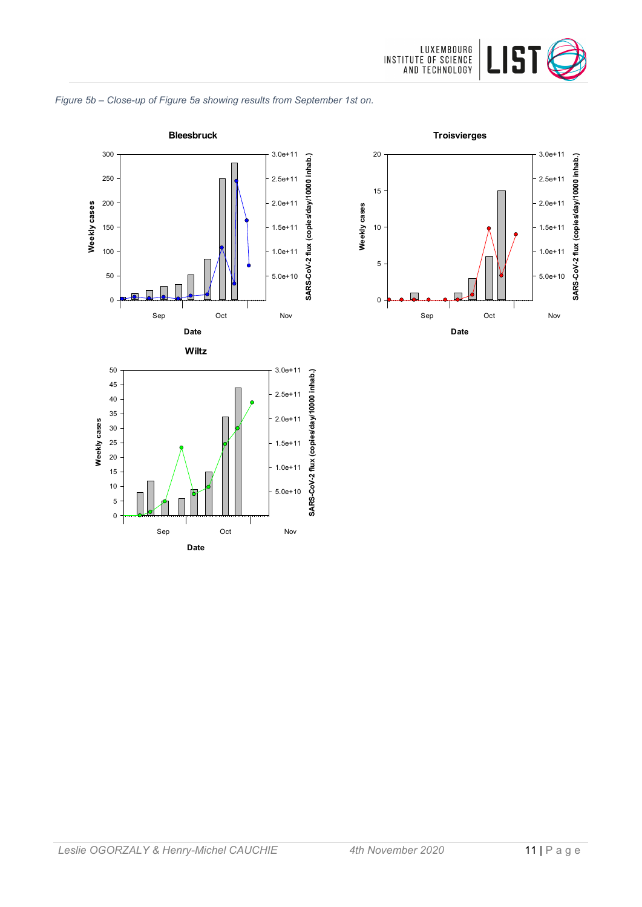*Figure 5b – Close-up of Figure 5a showing results from September 1st on.*

**Bleesbruck**

Weekly cases | SARS-CoV-2 flux (copies/day/10000 inhab.) | Date

**Troisvierges**

Weekly cases | SARS-CoV-2 flux (copies/day/10000 inhab.) | Date

**Wiltz**

Weekly cases | SARS-CoV-2 flux (copies/day/10000 inhab.) | Date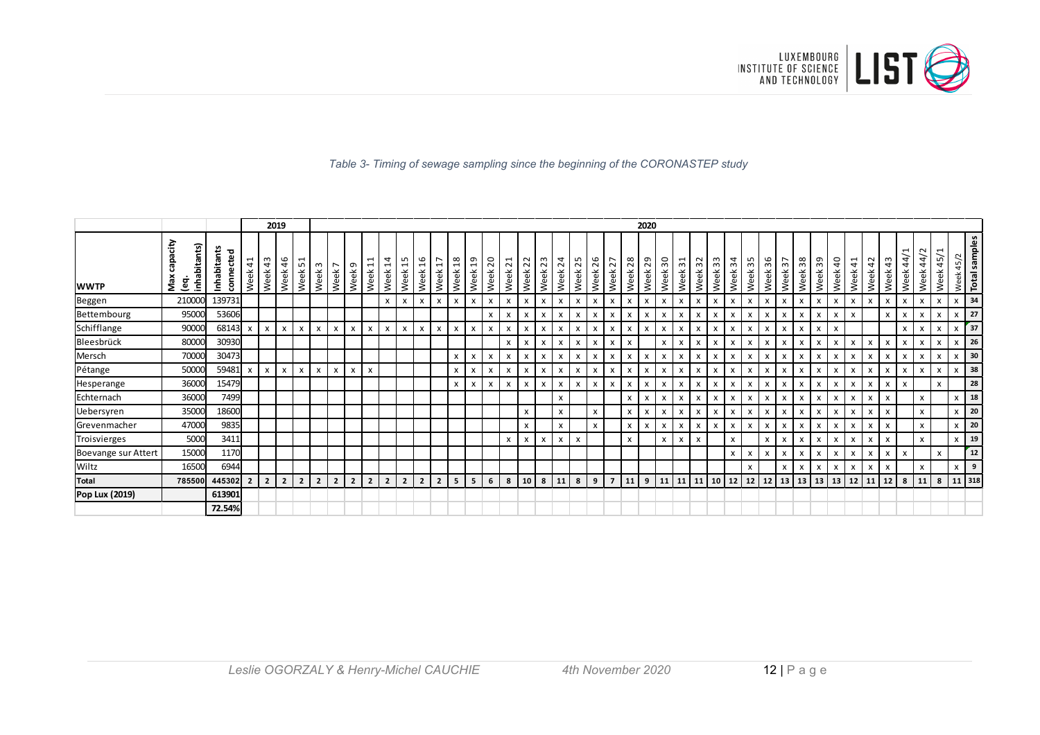*Table 3- Timing of sewage sampling since the beginning of the CORONASTEP study*

| | | | 2019 | | | | 2020 | | | | | | | | | | | | | | | | | | | | | | | | | | | | | | | | | | | | | | |
|---|---|---|---|---|---|---|---|---|---|---|---|---|---|---|---|---|---|---|---|---|---|---|---|---|---|---|---|---|---|---|---|---|---|---|---|---|---|---|---|---|---|---|---|---|---|
| **WWTP** | **Max capacity (eq. inhabitants)** | **Inhabitants connected** | Week 41 | Week 43 | Week 46 | Week 51 | Week 3 | Week 7 | Week 9 | Week 11 | Week 14 | Week 15 | Week 16 | Week 17 | Week 18 | Week 19 | Week 20 | Week 21 | Week 22 | Week 23 | Week 24 | Week 25 | Week 26 | Week 27 | Week 28 | Week 29 | Week 30 | Week 31 | Week 32 | Week 33 | Week 34 | Week 35 | Week 36 | Week 37 | Week 38 | Week 39 | Week 40 | Week 41 | Week 42 | Week 43 | Week 44/1 | Week 44/2 | Week 45/1 | Week 45/2 | **Total samples** |
| Beggen | 210000 | 139731 | | | | | | | | | x | x | x | x | x | x | x | x | x | x | x | x | x | x | x | x | x | x | x | x | x | x | x | x | x | x | x | x | x | x | x | x | x | x | **34** |
| Bettembourg | 95000 | 53606 | | | | | | | | | | | | | | | x | x | x | x | x | x | x | x | x | x | x | x | x | x | x | x | x | x | x | x | x | x | | x | x | x | x | x | **27** |
| Schifflange | 90000 | 68143 | x | x | x | x | x | x | x | x | x | x | x | x | x | x | x | x | x | x | x | x | x | x | x | x | x | x | x | x | x | x | x | x | x | x | x | | | | x | x | x | x | **37** |
| Bleesbrück | 80000 | 30930 | | | | | | | | | | | | | | | | x | x | x | x | x | x | x | x | | x | x | x | x | x | x | x | x | x | x | x | x | x | x | x | x | x | x | **26** |
| Mersch | 70000 | 30473 | | | | | | | | | | | | | x | x | x | x | x | x | x | x | x | x | x | x | x | x | x | x | x | x | x | x | x | x | x | x | x | x | x | x | x | x | **30** |
| Pétange | 50000 | 59481 | x | x | x | x | x | x | x | x | | | | | x | x | x | x | x | x | x | x | x | x | x | x | x | x | x | x | x | x | x | x | x | x | x | x | x | x | x | x | x | x | **38** |
| Hesperange | 36000 | 15479 | | | | | | | | | | | | | x | x | x | x | x | x | x | x | x | x | x | x | x | x | x | x | x | x | x | x | x | x | x | x | x | x | x | | x | | **28** |
| Echternach | 36000 | 7499 | | | | | | | | | | | | | | | | | | | x | | | | x | x | x | x | x | x | x | x | x | x | x | x | x | x | x | x | | x | | x | **18** |
| Uebersyren | 35000 | 18600 | | | | | | | | | | | | | | | | | x | | x | | x | | x | x | x | x | x | x | x | x | x | x | x | x | x | x | x | x | | x | | x | **20** |
| Grevenmacher | 47000 | 9835 | | | | | | | | | | | | | | | | | x | | x | | x | | x | x | x | x | x | x | x | x | x | x | x | x | x | x | x | x | | x | | x | **20** |
| Troisvierges | 5000 | 3411 | | | | | | | | | | | | | | | | x | x | x | x | x | | | x | | x | x | x | | x | | x | x | x | x | x | x | x | x | | x | | x | **19** |
| Boevange sur Attert | 15000 | 1170 | | | | | | | | | | | | | | | | | | | | | | | | | | | | | x | x | x | x | x | x | x | x | x | x | x | | x | | **12** |
| Wiltz | 16500 | 6944 | | | | | | | | | | | | | | | | | | | | | | | | | | | | | | x | | x | x | x | x | x | x | x | | x | | x | **9** |
| **Total** | **785500** | **445302** | **2** | **2** | **2** | **2** | **2** | **2** | **2** | **2** | **2** | **2** | **2** | **2** | **5** | **5** | **6** | **8** | **10** | **8** | **11** | **8** | **9** | **7** | **11** | **9** | **11** | **11** | **11** | **10** | **12** | **12** | **12** | **13** | **13** | **13** | **13** | **12** | **11** | **12** | **8** | **11** | **8** | **11** | **318** |
| **Pop Lux (2019)** | | **613901** | | | | | | | | | | | | | | | | | | | | | | | | | | | | | | | | | | | | | | | | | | | |
| | | **72.54%** | | | | | | | | | | | | | | | | | | | | | | | | | | | | | | | | | | | | | | | | | | | |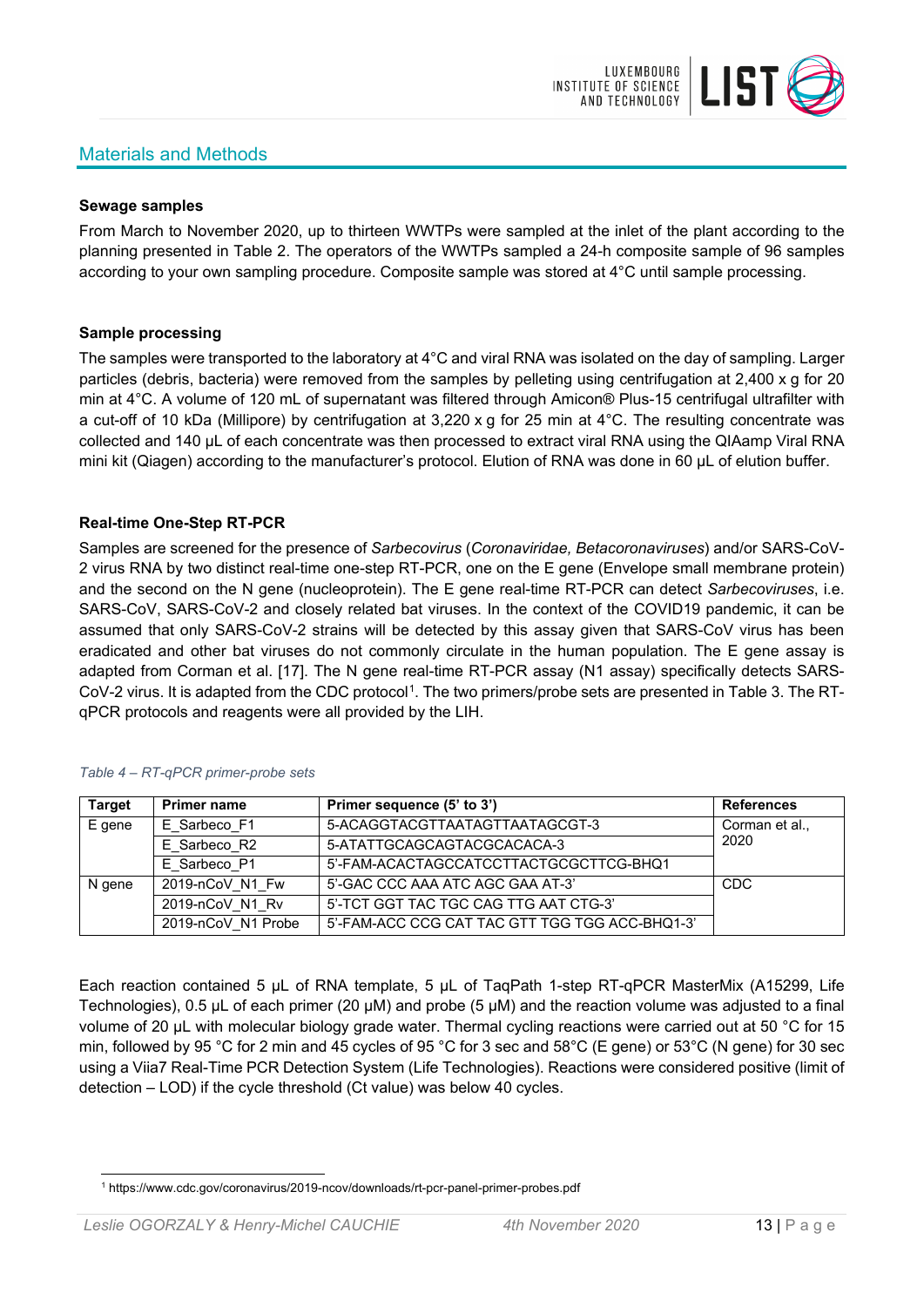## Materials and Methods

### Sewage samples

From March to November 2020, up to thirteen WWTPs were sampled at the inlet of the plant according to the planning presented in Table 2. The operators of the WWTPs sampled a 24-h composite sample of 96 samples according to your own sampling procedure. Composite sample was stored at 4°C until sample processing.

### Sample processing

The samples were transported to the laboratory at 4°C and viral RNA was isolated on the day of sampling. Larger particles (debris, bacteria) were removed from the samples by pelleting using centrifugation at 2,400 x g for 20 min at 4°C. A volume of 120 mL of supernatant was filtered through Amicon® Plus-15 centrifugal ultrafilter with a cut-off of 10 kDa (Millipore) by centrifugation at 3,220 x g for 25 min at 4°C. The resulting concentrate was collected and 140 µL of each concentrate was then processed to extract viral RNA using the QIAamp Viral RNA mini kit (Qiagen) according to the manufacturer's protocol. Elution of RNA was done in 60 µL of elution buffer.

### Real-time One-Step RT-PCR

Samples are screened for the presence of *Sarbecovirus* (*Coronaviridae, Betacoronaviruses*) and/or SARS-CoV-2 virus RNA by two distinct real-time one-step RT-PCR, one on the E gene (Envelope small membrane protein) and the second on the N gene (nucleoprotein). The E gene real-time RT-PCR can detect *Sarbecoviruses*, i.e. SARS-CoV, SARS-CoV-2 and closely related bat viruses. In the context of the COVID19 pandemic, it can be assumed that only SARS-CoV-2 strains will be detected by this assay given that SARS-CoV virus has been eradicated and other bat viruses do not commonly circulate in the human population. The E gene assay is adapted from Corman et al. [17]. The N gene real-time RT-PCR assay (N1 assay) specifically detects SARS-CoV-2 virus. It is adapted from the CDC protocol[1]. The two primers/probe sets are presented in Table 3. The RT-qPCR protocols and reagents were all provided by the LIH.

*Table 4 – RT-qPCR primer-probe sets*

| Target | Primer name | Primer sequence (5' to 3') | References |
|---|---|---|---|
| E gene | E_Sarbeco_F1 | 5-ACAGGTACGTTAATAGTTAATAGCGT-3 | Corman et al., 2020 |
| | E_Sarbeco_R2 | 5-ATATTGCAGCAGTACGCACACA-3 | |
| | E_Sarbeco_P1 | 5'-FAM-ACACTAGCCATCCTTACTGCGCTTCG-BHQ1 | |
| N gene | 2019-nCoV_N1_Fw | 5'-GAC CCC AAA ATC AGC GAA AT-3' | CDC |
| | 2019-nCoV_N1_Rv | 5'-TCT GGT TAC TGC CAG TTG AAT CTG-3' | |
| | 2019-nCoV_N1 Probe | 5'-FAM-ACC CCG CAT TAC GTT TGG TGG ACC-BHQ1-3' | |

Each reaction contained 5 µL of RNA template, 5 µL of TaqPath 1-step RT-qPCR MasterMix (A15299, Life Technologies), 0.5 µL of each primer (20 µM) and probe (5 µM) and the reaction volume was adjusted to a final volume of 20 µL with molecular biology grade water. Thermal cycling reactions were carried out at 50 °C for 15 min, followed by 95 °C for 2 min and 45 cycles of 95 °C for 3 sec and 58°C (E gene) or 53°C (N gene) for 30 sec using a Viia7 Real-Time PCR Detection System (Life Technologies). Reactions were considered positive (limit of detection – LOD) if the cycle threshold (Ct value) was below 40 cycles.

[1] https://www.cdc.gov/coronavirus/2019-ncov/downloads/rt-pcr-panel-primer-probes.pdf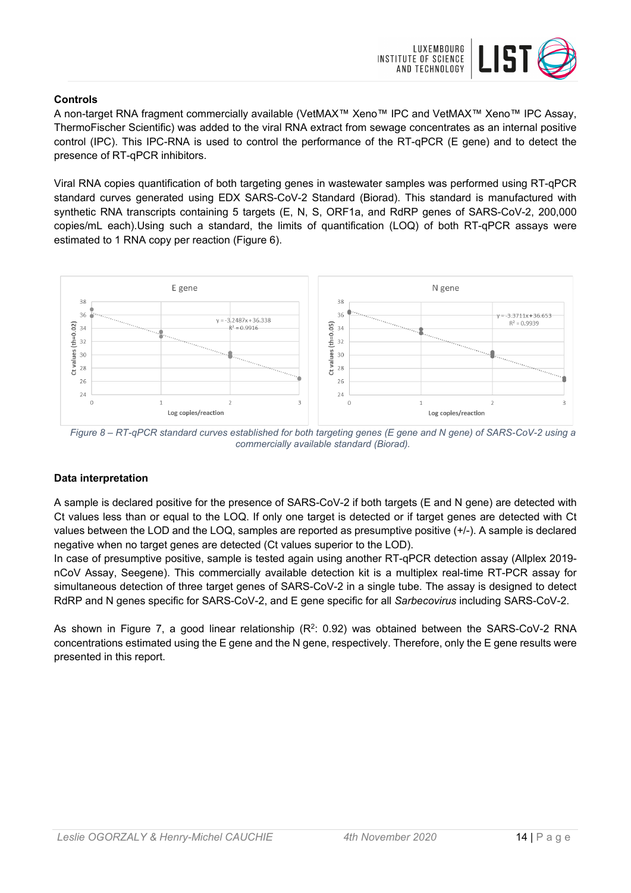## Controls

A non-target RNA fragment commercially available (VetMAX™ Xeno™ IPC and VetMAX™ Xeno™ IPC Assay, ThermoFischer Scientific) was added to the viral RNA extract from sewage concentrates as an internal positive control (IPC). This IPC-RNA is used to control the performance of the RT-qPCR (E gene) and to detect the presence of RT-qPCR inhibitors.

Viral RNA copies quantification of both targeting genes in wastewater samples was performed using RT-qPCR standard curves generated using EDX SARS-CoV-2 Standard (Biorad). This standard is manufactured with synthetic RNA transcripts containing 5 targets (E, N, S, ORF1a, and RdRP genes of SARS-CoV-2, 200,000 copies/mL each).Using such a standard, the limits of quantification (LOQ) of both RT-qPCR assays were estimated to 1 RNA copy per reaction (Figure 6).

E gene

y = -3.2487x + 36.338
R² = 0.9916

Ct values (th=0.02)

38
36
34
32
30
28
26
24

0
1
2
3

Log copies/reaction

N gene

y = -3.3711x + 36.653
R² = 0.9939

Ct values (th=0.05)

38
36
34
32
30
28
26
24

0
1
2
3

Log copies/reaction

*Figure 8 – RT-qPCR standard curves established for both targeting genes (E gene and N gene) of SARS-CoV-2 using a commercially available standard (Biorad).*

## Data interpretation

A sample is declared positive for the presence of SARS-CoV-2 if both targets (E and N gene) are detected with Ct values less than or equal to the LOQ. If only one target is detected or if target genes are detected with Ct values between the LOD and the LOQ, samples are reported as presumptive positive (+/-). A sample is declared negative when no target genes are detected (Ct values superior to the LOD).

In case of presumptive positive, sample is tested again using another RT-qPCR detection assay (Allplex 2019-nCoV Assay, Seegene). This commercially available detection kit is a multiplex real-time RT-PCR assay for simultaneous detection of three target genes of SARS-CoV-2 in a single tube. The assay is designed to detect RdRP and N genes specific for SARS-CoV-2, and E gene specific for all *Sarbecovirus* including SARS-CoV-2.

As shown in Figure 7, a good linear relationship ($R^2$: 0.92) was obtained between the SARS-CoV-2 RNA concentrations estimated using the E gene and the N gene, respectively. Therefore, only the E gene results were presented in this report.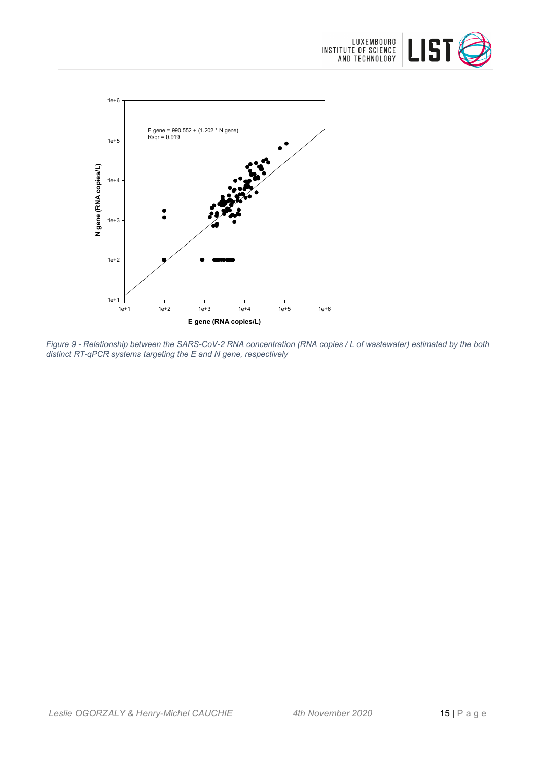E gene = 990.552 + (1.202 * N gene)
Rsqr = 0.919

N gene (RNA copies/L)

1e+1
1e+2
1e+3
1e+4
1e+5
1e+6

E gene (RNA copies/L)

*Figure 9 - Relationship between the SARS-CoV-2 RNA concentration (RNA copies / L of wastewater) estimated by the both distinct RT-qPCR systems targeting the E and N gene, respectively*